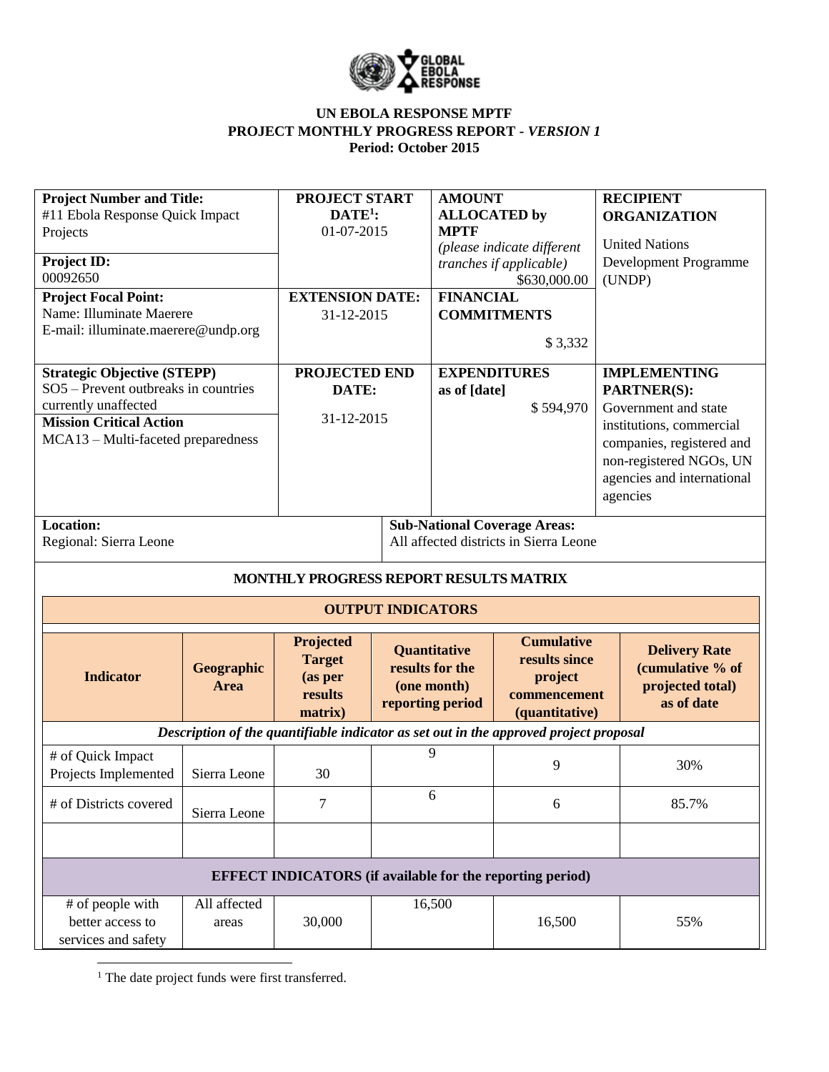**UN EBOLA RESPONSE MPTF**
**PROJECT MONTHLY PROGRESS REPORT -** ***VERSION 1***
**Period: October 2015**

| | | | |
|---|---|---|---|
| **Project Number and Title:** #11 Ebola Response Quick Impact Projects<br><br>**Project ID:** 00092650 | **PROJECT START DATE[1]:** 01-07-2015 | **AMOUNT ALLOCATED by MPTF** *(please indicate different tranches if applicable)* $630,000.00 | **RECIPIENT ORGANIZATION**<br>United Nations Development Programme (UNDP) |
| **Project Focal Point:** Name: Illuminate Maerere<br>E-mail: illuminate.maerere@undp.org | **EXTENSION DATE:** 31-12-2015 | **FINANCIAL COMMITMENTS** $ 3,332 | |
| **Strategic Objective (STEPP)** SO5 – Prevent outbreaks in countries currently unaffected<br>**Mission Critical Action** MCA13 – Multi-faceted preparedness | **PROJECTED END DATE:** 31-12-2015 | **EXPENDITURES as of [date]** $ 594,970 | **IMPLEMENTING PARTNER(S):** Government and state institutions, commercial companies, registered and non-registered NGOs, UN agencies and international agencies |
| **Location:** Regional: Sierra Leone | | **Sub-National Coverage Areas:** All affected districts in Sierra Leone | |

**MONTHLY PROGRESS REPORT RESULTS MATRIX**

| Indicator | Geographic Area | Projected Target (as per results matrix) | Quantitative results for the (one month) reporting period | Cumulative results since project commencement (quantitative) | Delivery Rate (cumulative % of projected total) as of date |
|---|---|---|---|---|---|
| **OUTPUT INDICATORS** | | | | | |
| *Description of the quantifiable indicator as set out in the approved project proposal* | | | | | |
| # of Quick Impact Projects Implemented | Sierra Leone | 30 | 9 | 9 | 30% |
| # of Districts covered | Sierra Leone | 7 | 6 | 6 | 85.7% |
| | | | | | |
| **EFFECT INDICATORS (if available for the reporting period)** | | | | | |
| # of people with better access to services and safety | All affected areas | 30,000 | 16,500 | 16,500 | 55% |

[1] The date project funds were first transferred.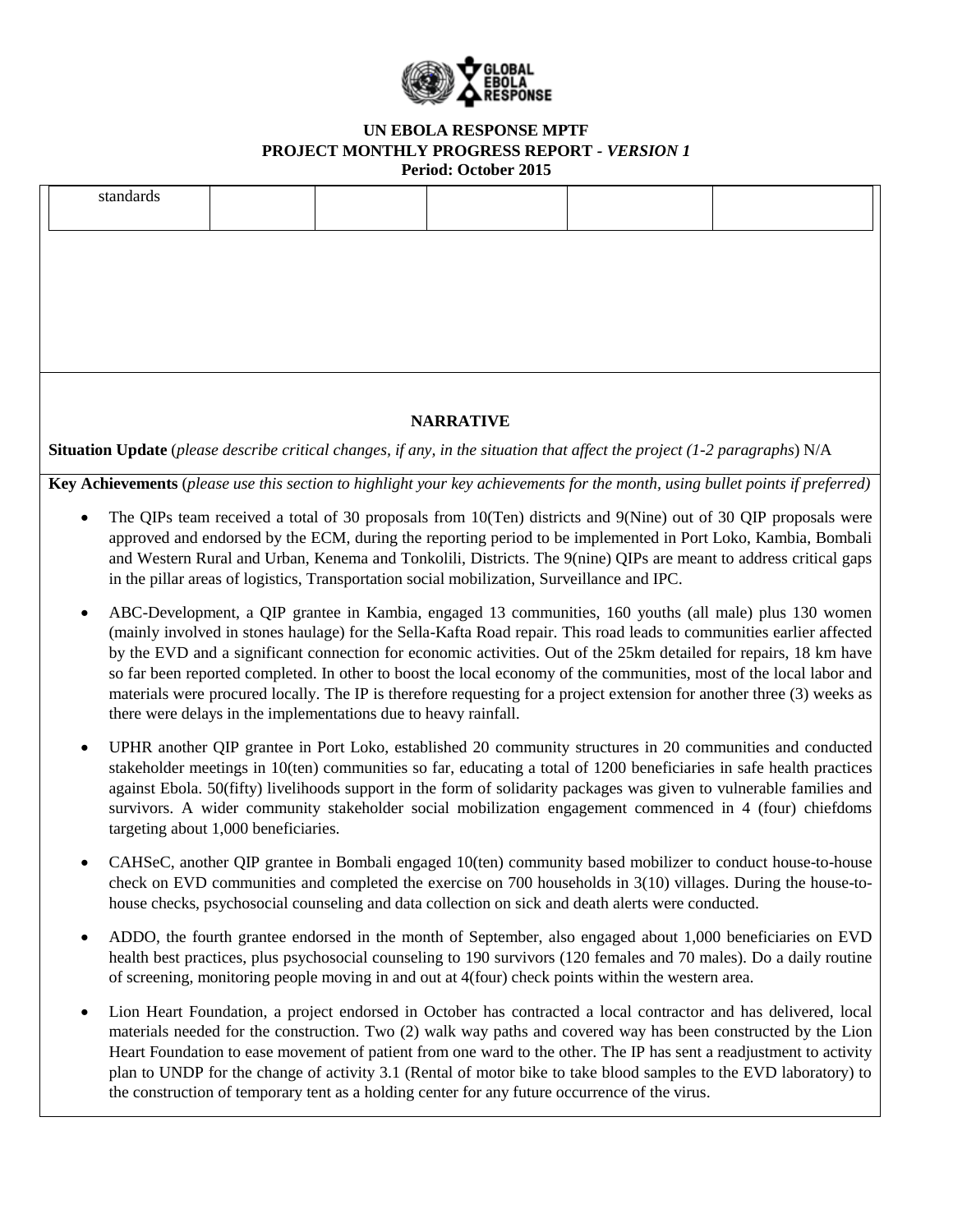| standards | | | | | |
|---|---|---|---|---|---|

## NARRATIVE

**Situation Update** (*please describe critical changes, if any, in the situation that affect the project (1-2 paragraphs*) N/A

**Key Achievements** (*please use this section to highlight your key achievements for the month, using bullet points if preferred)*

- The QIPs team received a total of 30 proposals from 10(Ten) districts and 9(Nine) out of 30 QIP proposals were approved and endorsed by the ECM, during the reporting period to be implemented in Port Loko, Kambia, Bombali and Western Rural and Urban, Kenema and Tonkolili, Districts. The 9(nine) QIPs are meant to address critical gaps in the pillar areas of logistics, Transportation social mobilization, Surveillance and IPC.

- ABC-Development, a QIP grantee in Kambia, engaged 13 communities, 160 youths (all male) plus 130 women (mainly involved in stones haulage) for the Sella-Kafta Road repair. This road leads to communities earlier affected by the EVD and a significant connection for economic activities. Out of the 25km detailed for repairs, 18 km have so far been reported completed. In other to boost the local economy of the communities, most of the local labor and materials were procured locally. The IP is therefore requesting for a project extension for another three (3) weeks as there were delays in the implementations due to heavy rainfall.

- UPHR another QIP grantee in Port Loko, established 20 community structures in 20 communities and conducted stakeholder meetings in 10(ten) communities so far, educating a total of 1200 beneficiaries in safe health practices against Ebola. 50(fifty) livelihoods support in the form of solidarity packages was given to vulnerable families and survivors. A wider community stakeholder social mobilization engagement commenced in 4 (four) chiefdoms targeting about 1,000 beneficiaries.

- CAHSeC, another QIP grantee in Bombali engaged 10(ten) community based mobilizer to conduct house-to-house check on EVD communities and completed the exercise on 700 households in 3(10) villages. During the house-to-house checks, psychosocial counseling and data collection on sick and death alerts were conducted.

- ADDO, the fourth grantee endorsed in the month of September, also engaged about 1,000 beneficiaries on EVD health best practices, plus psychosocial counseling to 190 survivors (120 females and 70 males). Do a daily routine of screening, monitoring people moving in and out at 4(four) check points within the western area.

- Lion Heart Foundation, a project endorsed in October has contracted a local contractor and has delivered, local materials needed for the construction. Two (2) walk way paths and covered way has been constructed by the Lion Heart Foundation to ease movement of patient from one ward to the other. The IP has sent a readjustment to activity plan to UNDP for the change of activity 3.1 (Rental of motor bike to take blood samples to the EVD laboratory) to the construction of temporary tent as a holding center for any future occurrence of the virus.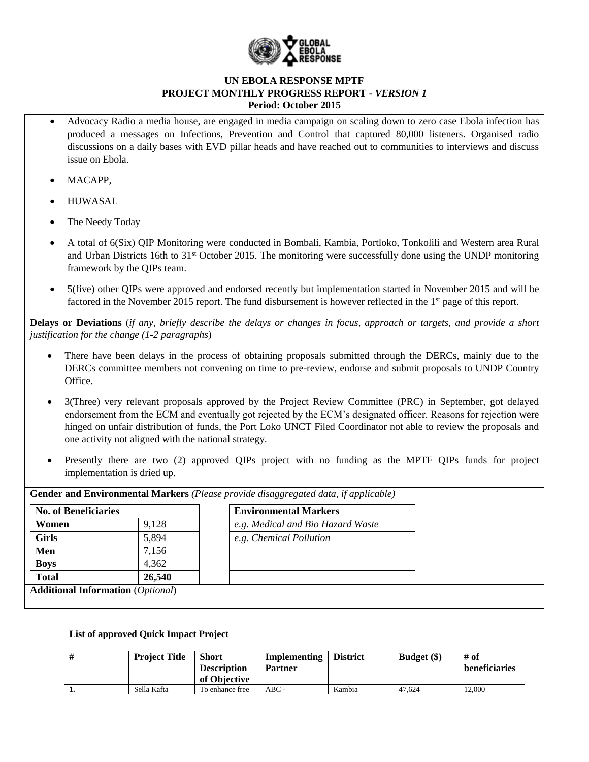# UN EBOLA RESPONSE MPTF

## PROJECT MONTHLY PROGRESS REPORT - *VERSION 1*

### Period: October 2015

- Advocacy Radio a media house, are engaged in media campaign on scaling down to zero case Ebola infection has produced a messages on Infections, Prevention and Control that captured 80,000 listeners. Organised radio discussions on a daily bases with EVD pillar heads and have reached out to communities to interviews and discuss issue on Ebola.
- MACAPP,
- HUWASAL
- The Needy Today
- A total of 6(Six) QIP Monitoring were conducted in Bombali, Kambia, Portloko, Tonkolili and Western area Rural and Urban Districts 16th to 31st October 2015. The monitoring were successfully done using the UNDP monitoring framework by the QIPs team.
- 5(five) other QIPs were approved and endorsed recently but implementation started in November 2015 and will be factored in the November 2015 report. The fund disbursement is however reflected in the 1st page of this report.

**Delays or Deviations** (*if any, briefly describe the delays or changes in focus, approach or targets, and provide a short justification for the change (1-2 paragraphs*)

- There have been delays in the process of obtaining proposals submitted through the DERCs, mainly due to the DERCs committee members not convening on time to pre-review, endorse and submit proposals to UNDP Country Office.
- 3(Three) very relevant proposals approved by the Project Review Committee (PRC) in September, got delayed endorsement from the ECM and eventually got rejected by the ECM's designated officer. Reasons for rejection were hinged on unfair distribution of funds, the Port Loko UNCT Filed Coordinator not able to review the proposals and one activity not aligned with the national strategy.
- Presently there are two (2) approved QIPs project with no funding as the MPTF QIPs funds for project implementation is dried up.

**Gender and Environmental Markers** *(Please provide disaggregated data, if applicable)*

| No. of Beneficiaries | |
|---|---|
| **Women** | 9,128 |
| **Girls** | 5,894 |
| **Men** | 7,156 |
| **Boys** | 4,362 |
| **Total** | **26,540** |

| Environmental Markers |
|---|
| *e.g. Medical and Bio Hazard Waste* |
| *e.g. Chemical Pollution* |
| |
| |
| |

**Additional Information** (*Optional*)

**List of approved Quick Impact Project**

| # | Project Title | Short Description of Objective | Implementing Partner | District | Budget ($) | # of beneficiaries |
|---|---|---|---|---|---|---|
| **1.** | Sella Kafta | To enhance free | ABC - | Kambia | 47,624 | 12,000 |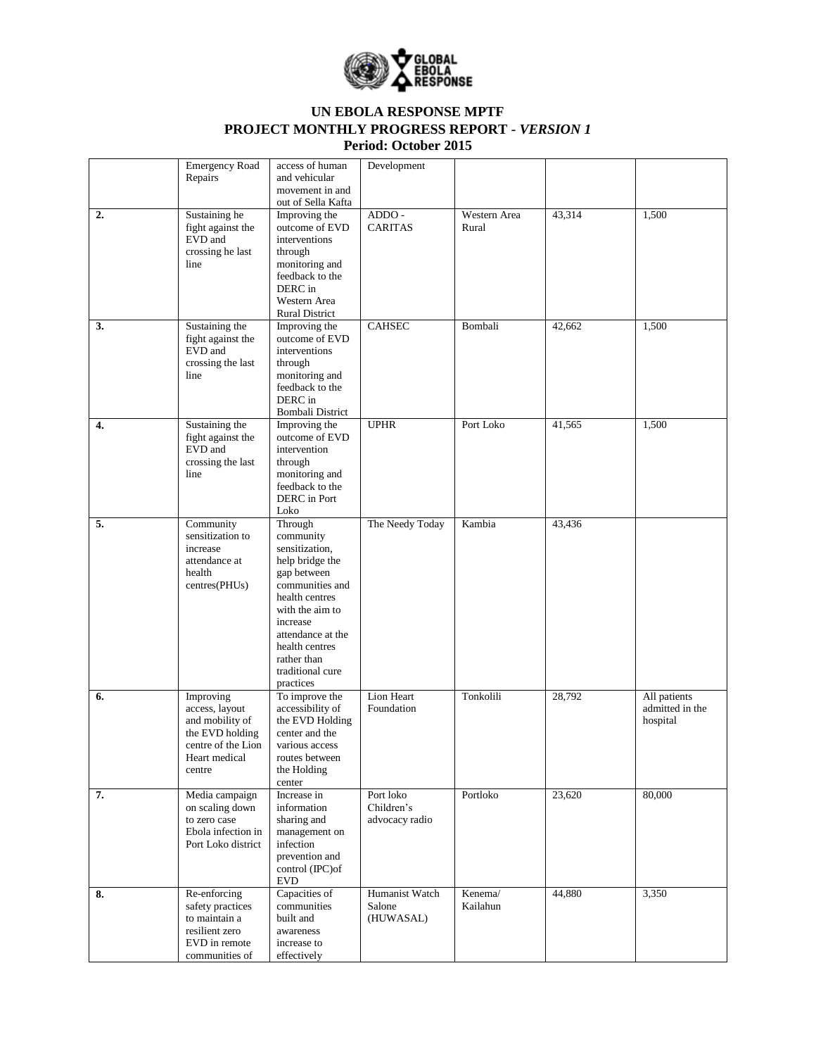# UN EBOLA RESPONSE MPTF

## PROJECT MONTHLY PROGRESS REPORT - *VERSION 1*

## Period: October 2015

| | | | | | | |
|---|---|---|---|---|---|---|
| | Emergency Road Repairs | access of human and vehicular movement in and out of Sella Kafta | Development | | | |
| **2.** | Sustaining he fight against the EVD and crossing he last line | Improving the outcome of EVD interventions through monitoring and feedback to the DERC in Western Area Rural District | ADDO - CARITAS | Western Area Rural | 43,314 | 1,500 |
| **3.** | Sustaining the fight against the EVD and crossing the last line | Improving the outcome of EVD interventions through monitoring and feedback to the DERC in Bombali District | CAHSEC | Bombali | 42,662 | 1,500 |
| **4.** | Sustaining the fight against the EVD and crossing the last line | Improving the outcome of EVD intervention through monitoring and feedback to the DERC in Port Loko | UPHR | Port Loko | 41,565 | 1,500 |
| **5.** | Community sensitization to increase attendance at health centres(PHUs) | Through community sensitization, help bridge the gap between communities and health centres with the aim to increase attendance at the health centres rather than traditional cure practices | The Needy Today | Kambia | 43,436 | |
| **6.** | Improving access, layout and mobility of the EVD holding centre of the Lion Heart medical centre | To improve the accessibility of the EVD Holding center and the various access routes between the Holding center | Lion Heart Foundation | Tonkolili | 28,792 | All patients admitted in the hospital |
| **7.** | Media campaign on scaling down to zero case Ebola infection in Port Loko district | Increase in information sharing and management on infection prevention and control (IPC)of EVD | Port loko Children's advocacy radio | Portloko | 23,620 | 80,000 |
| **8.** | Re-enforcing safety practices to maintain a resilient zero EVD in remote communities of | Capacities of communities built and awareness increase to effectively | Humanist Watch Salone (HUWASAL) | Kenema/ Kailahun | 44,880 | 3,350 |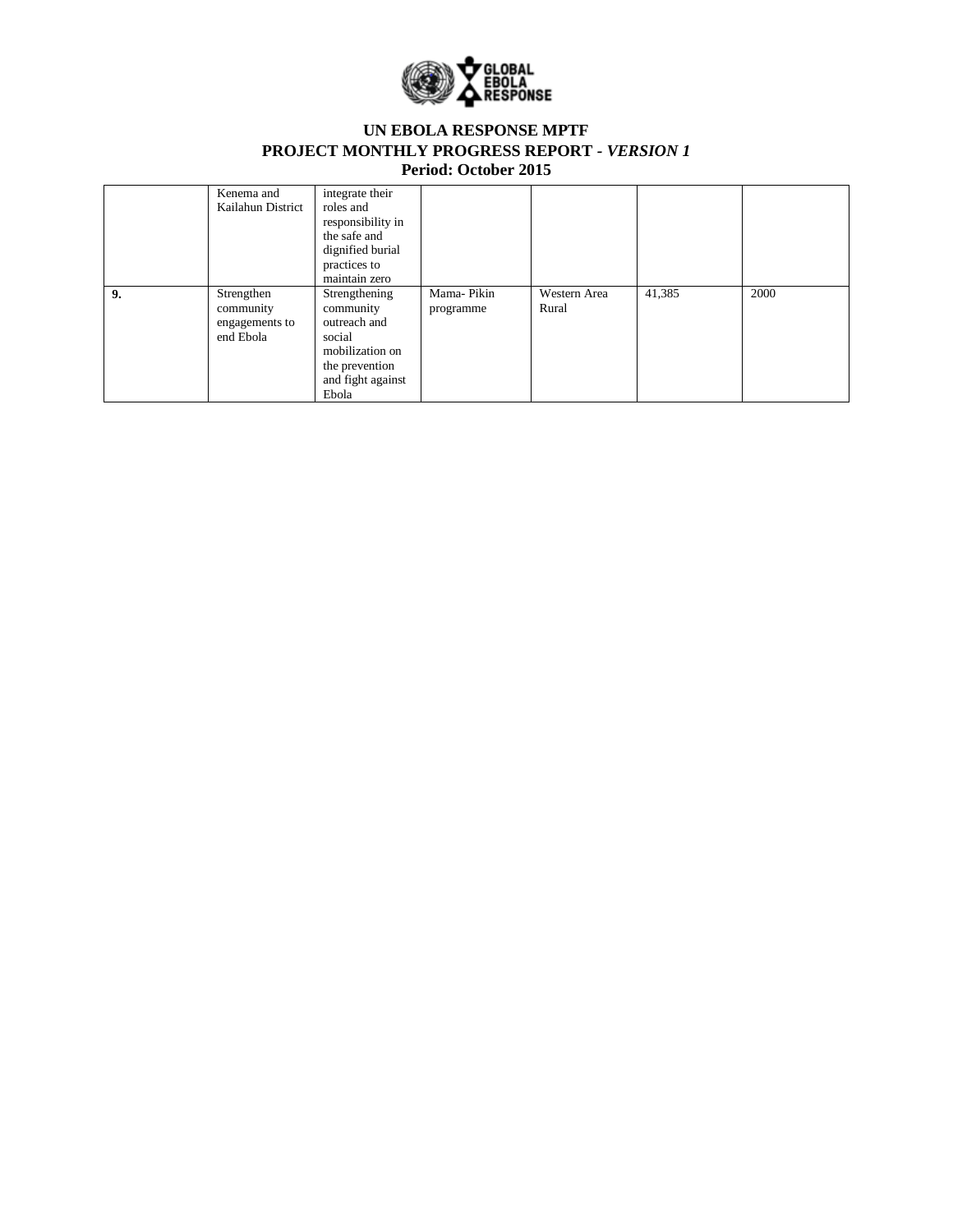# UN EBOLA RESPONSE MPTF

## PROJECT MONTHLY PROGRESS REPORT - *VERSION 1*

## Period: October 2015

| | | | | | | |
|---|---|---|---|---|---|---|
| | Kenema and Kailahun District | integrate their roles and responsibility in the safe and dignified burial practices to maintain zero | | | | |
| **9.** | Strengthen community engagements to end Ebola | Strengthening community outreach and social mobilization on the prevention and fight against Ebola | Mama- Pikin programme | Western Area Rural | 41,385 | 2000 |